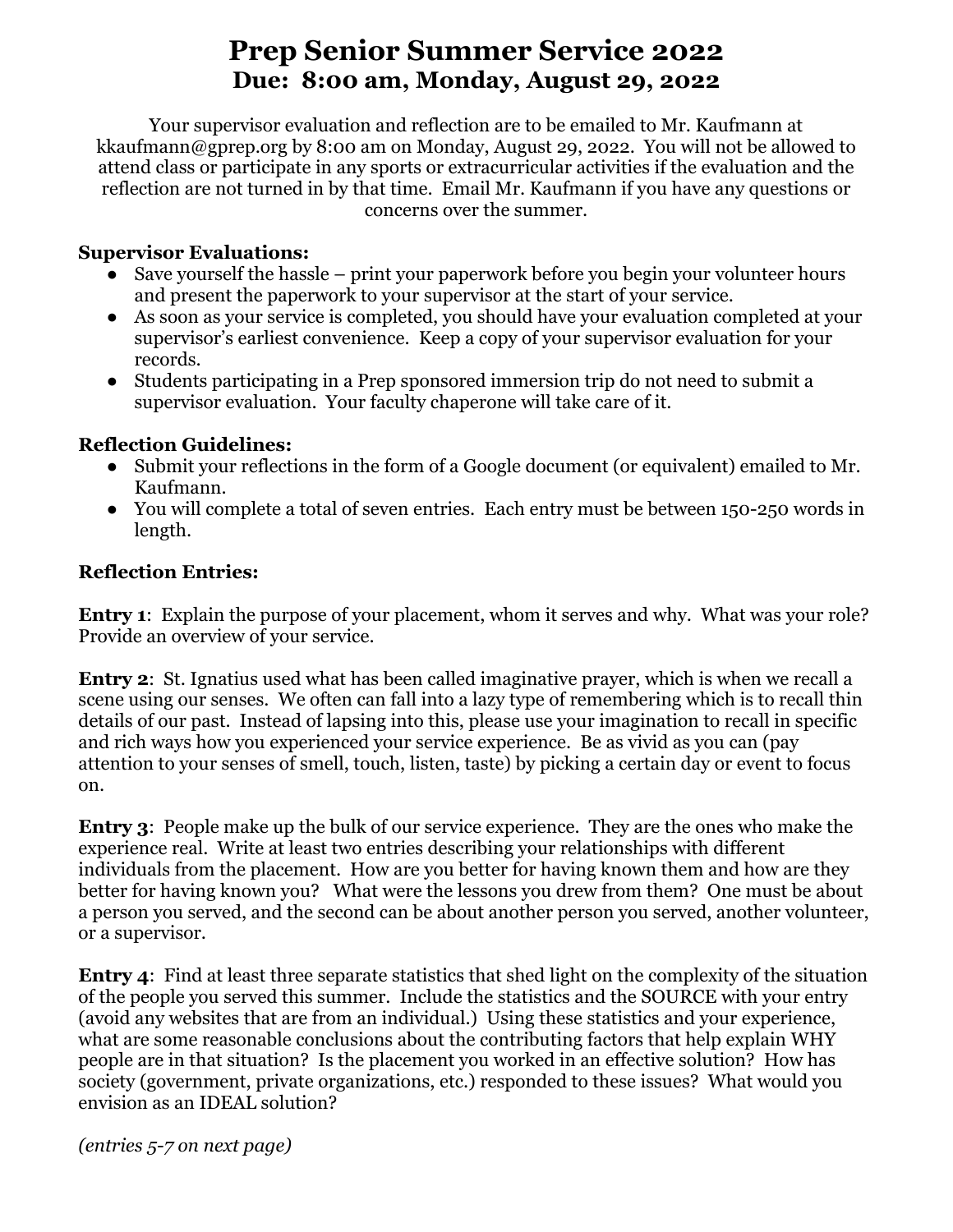# Prep Senior Summer Service 2022

## Due: 8:00 am, Monday, August 29, 2022

Your supervisor evaluation and reflection are to be emailed to Mr. Kaufmann at kkaufmann@gprep.org by 8:00 am on Monday, August 29, 2022. You will not be allowed to attend class or participate in any sports or extracurricular activities if the evaluation and the reflection are not turned in by that time. Email Mr. Kaufmann if you have any questions or concerns over the summer.

**Supervisor Evaluations:**

- Save yourself the hassle – print your paperwork before you begin your volunteer hours and present the paperwork to your supervisor at the start of your service.
- As soon as your service is completed, you should have your evaluation completed at your supervisor's earliest convenience. Keep a copy of your supervisor evaluation for your records.
- Students participating in a Prep sponsored immersion trip do not need to submit a supervisor evaluation. Your faculty chaperone will take care of it.

**Reflection Guidelines:**

- Submit your reflections in the form of a Google document (or equivalent) emailed to Mr. Kaufmann.
- You will complete a total of seven entries. Each entry must be between 150-250 words in length.

**Reflection Entries:**

**Entry 1**: Explain the purpose of your placement, whom it serves and why. What was your role? Provide an overview of your service.

**Entry 2**: St. Ignatius used what has been called imaginative prayer, which is when we recall a scene using our senses. We often can fall into a lazy type of remembering which is to recall thin details of our past. Instead of lapsing into this, please use your imagination to recall in specific and rich ways how you experienced your service experience. Be as vivid as you can (pay attention to your senses of smell, touch, listen, taste) by picking a certain day or event to focus on.

**Entry 3**: People make up the bulk of our service experience. They are the ones who make the experience real. Write at least two entries describing your relationships with different individuals from the placement. How are you better for having known them and how are they better for having known you? What were the lessons you drew from them? One must be about a person you served, and the second can be about another person you served, another volunteer, or a supervisor.

**Entry 4**: Find at least three separate statistics that shed light on the complexity of the situation of the people you served this summer. Include the statistics and the SOURCE with your entry (avoid any websites that are from an individual.) Using these statistics and your experience, what are some reasonable conclusions about the contributing factors that help explain WHY people are in that situation? Is the placement you worked in an effective solution? How has society (government, private organizations, etc.) responded to these issues? What would you envision as an IDEAL solution?

*(entries 5-7 on next page)*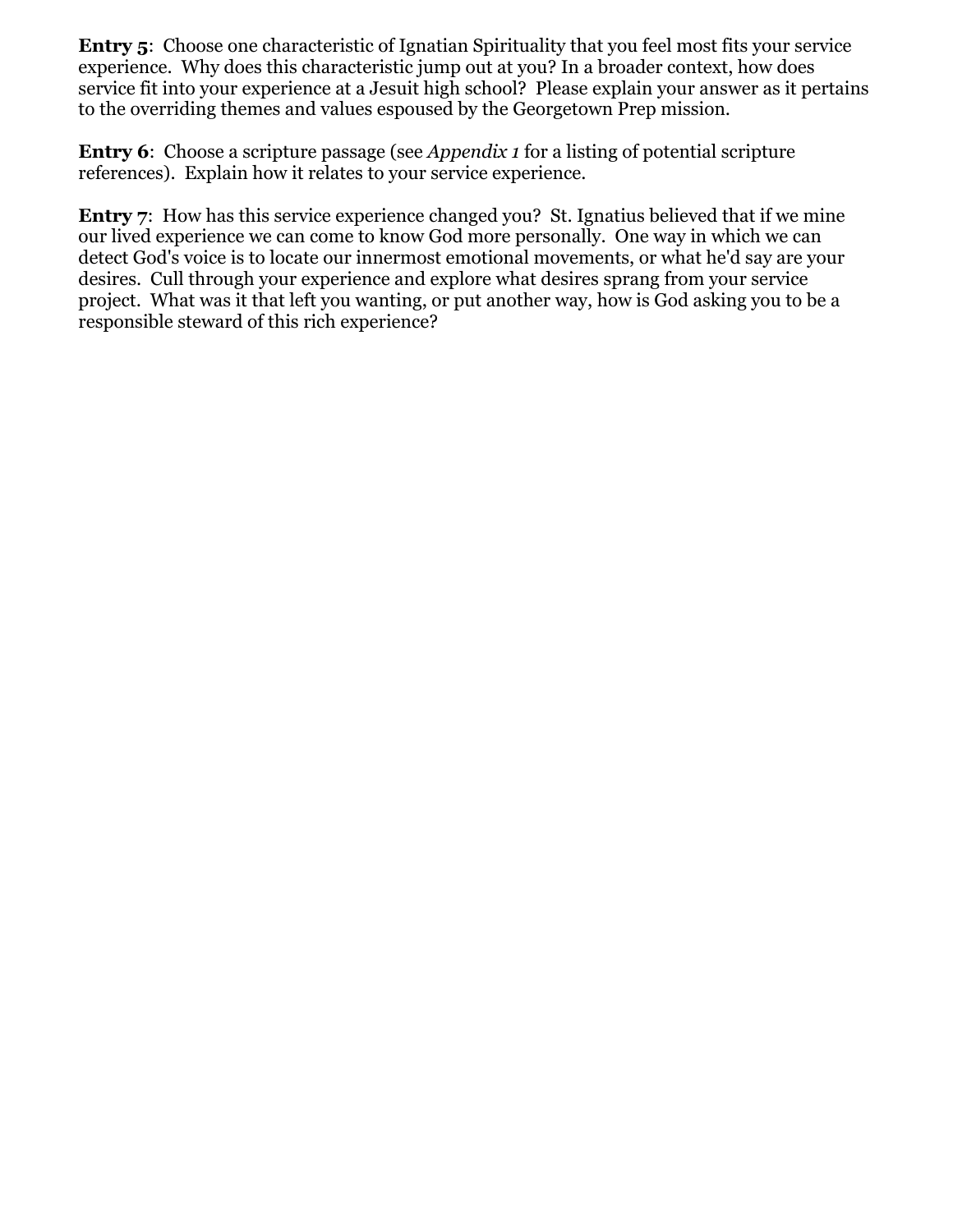**Entry 5**: Choose one characteristic of Ignatian Spirituality that you feel most fits your service experience. Why does this characteristic jump out at you? In a broader context, how does service fit into your experience at a Jesuit high school? Please explain your answer as it pertains to the overriding themes and values espoused by the Georgetown Prep mission.

**Entry 6**: Choose a scripture passage (see *Appendix 1* for a listing of potential scripture references). Explain how it relates to your service experience.

**Entry 7**: How has this service experience changed you? St. Ignatius believed that if we mine our lived experience we can come to know God more personally. One way in which we can detect God's voice is to locate our innermost emotional movements, or what he'd say are your desires. Cull through your experience and explore what desires sprang from your service project. What was it that left you wanting, or put another way, how is God asking you to be a responsible steward of this rich experience?